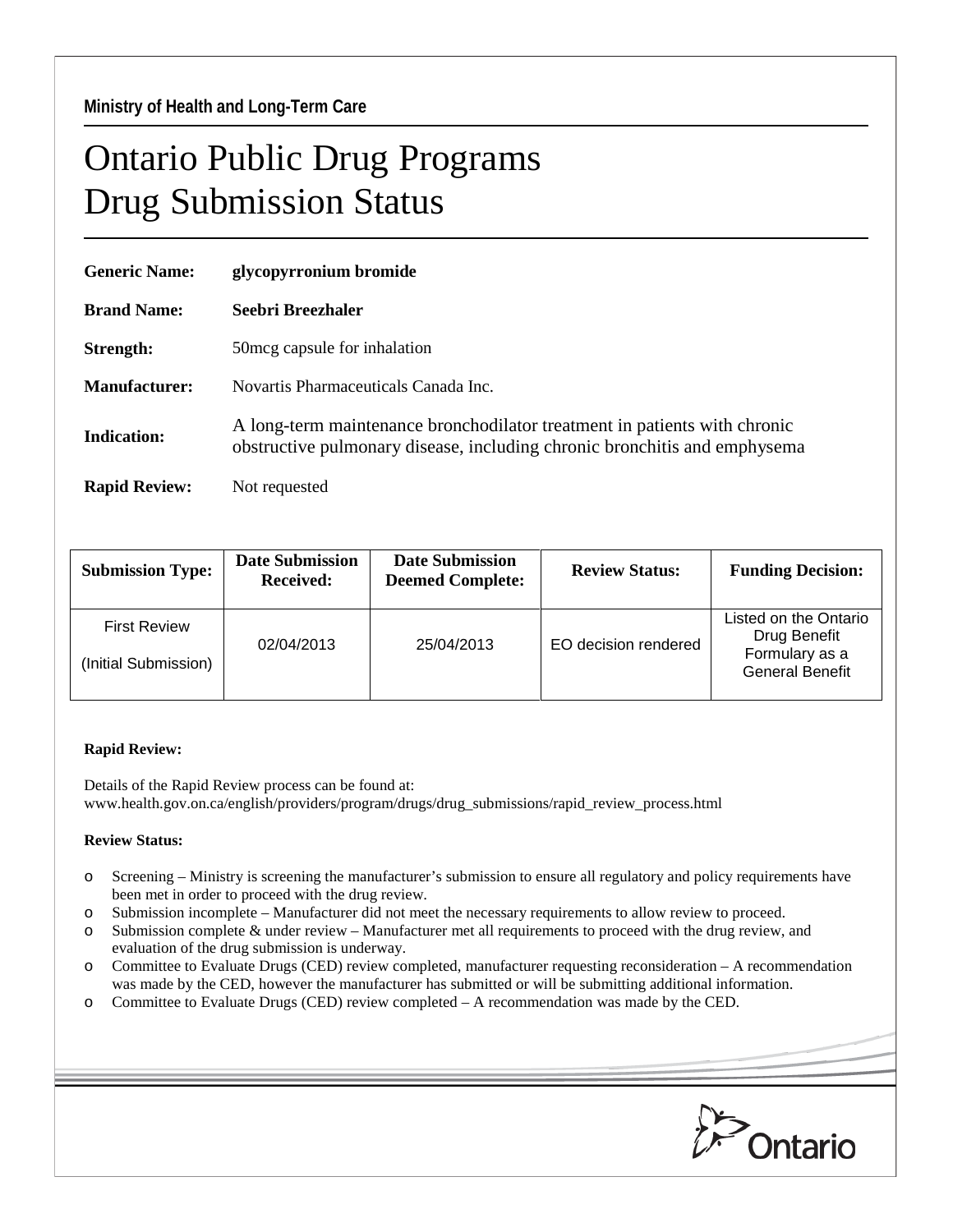**Ministry of Health and Long-Term Care**

# Ontario Public Drug Programs
# Drug Submission Status

**Generic Name:** **glycopyrronium bromide**

**Brand Name:** **Seebri Breezhaler**

**Strength:** 50mcg capsule for inhalation

**Manufacturer:** Novartis Pharmaceuticals Canada Inc.

**Indication:** A long-term maintenance bronchodilator treatment in patients with chronic obstructive pulmonary disease, including chronic bronchitis and emphysema

**Rapid Review:** Not requested

| Submission Type: | Date Submission Received: | Date Submission Deemed Complete: | Review Status: | Funding Decision: |
|---|---|---|---|---|
| First Review (Initial Submission) | 02/04/2013 | 25/04/2013 | EO decision rendered | Listed on the Ontario Drug Benefit Formulary as a General Benefit |

**Rapid Review:**

Details of the Rapid Review process can be found at:
www.health.gov.on.ca/english/providers/program/drugs/drug_submissions/rapid_review_process.html

**Review Status:**

- Screening – Ministry is screening the manufacturer's submission to ensure all regulatory and policy requirements have been met in order to proceed with the drug review.
- Submission incomplete – Manufacturer did not meet the necessary requirements to allow review to proceed.
- Submission complete & under review – Manufacturer met all requirements to proceed with the drug review, and evaluation of the drug submission is underway.
- Committee to Evaluate Drugs (CED) review completed, manufacturer requesting reconsideration – A recommendation was made by the CED, however the manufacturer has submitted or will be submitting additional information.
- Committee to Evaluate Drugs (CED) review completed – A recommendation was made by the CED.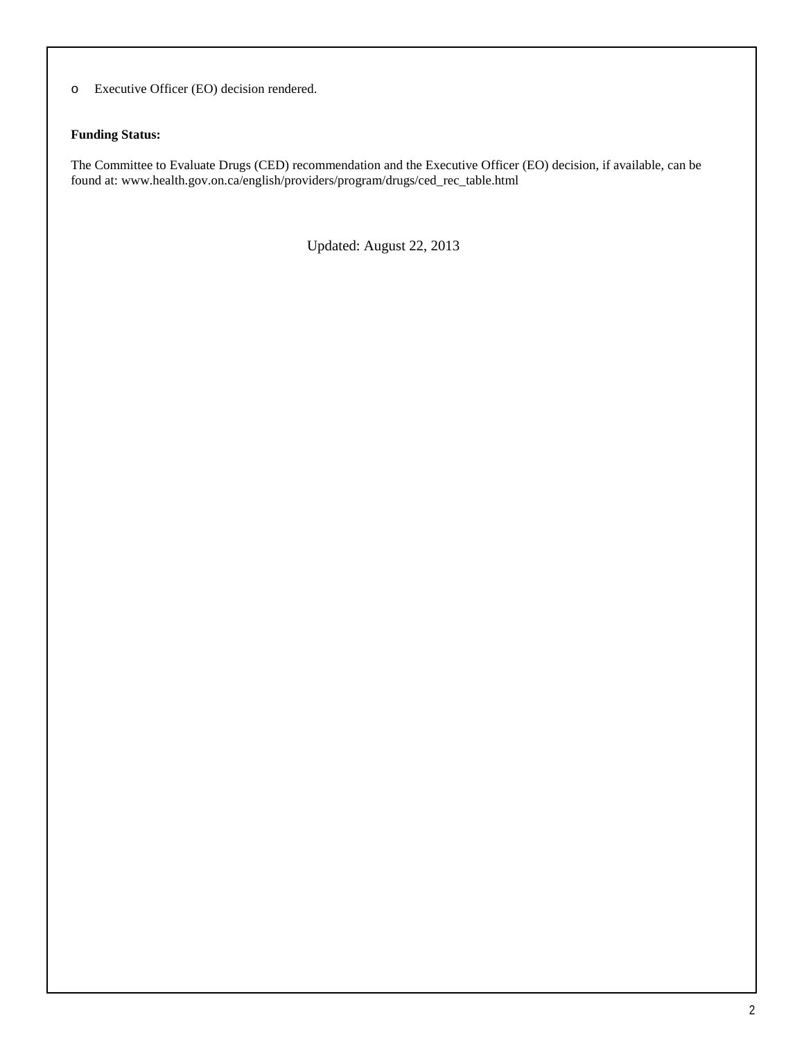- Executive Officer (EO) decision rendered.

**Funding Status:**

The Committee to Evaluate Drugs (CED) recommendation and the Executive Officer (EO) decision, if available, can be found at: www.health.gov.on.ca/english/providers/program/drugs/ced_rec_table.html

Updated: August 22, 2013